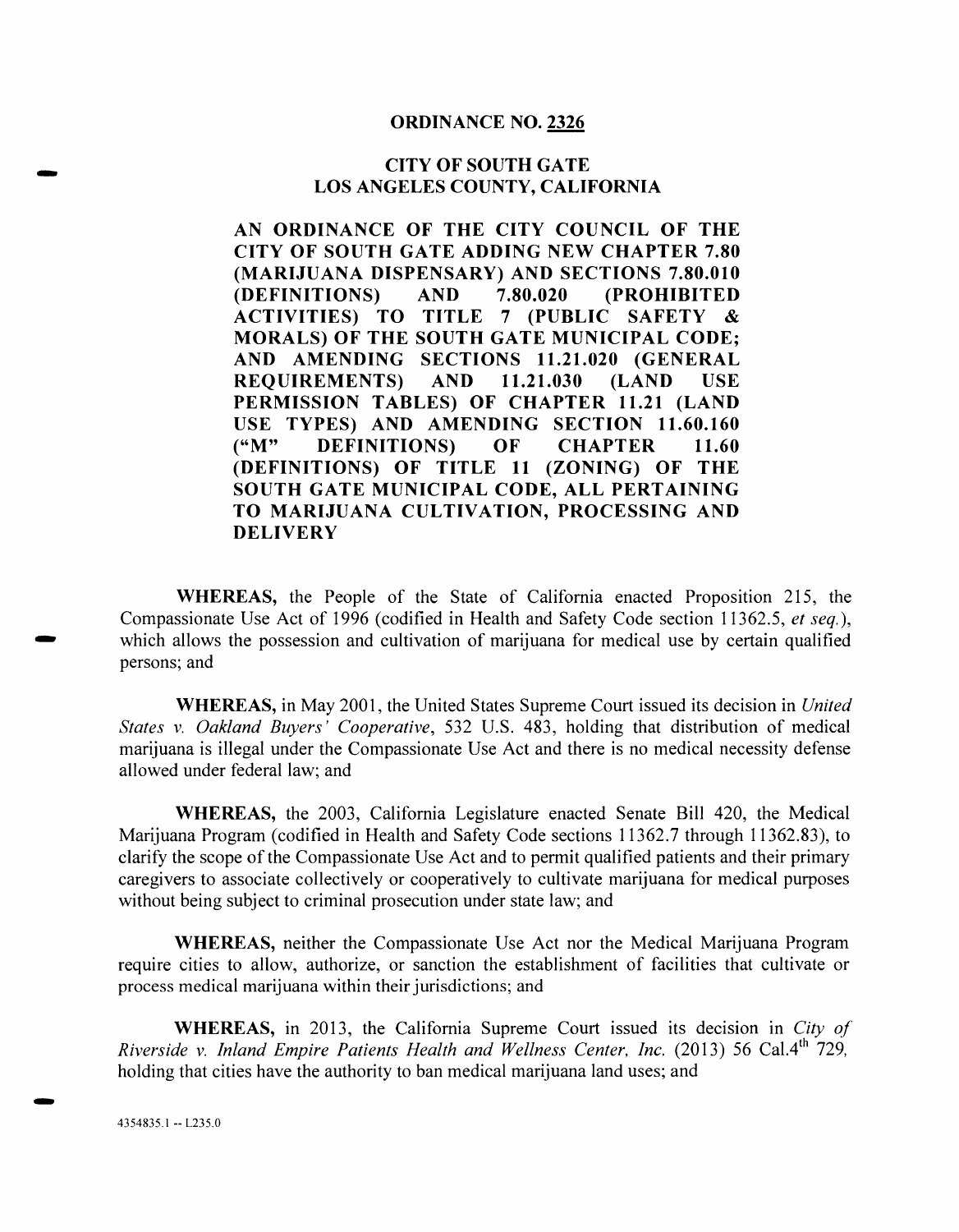# ORDINANCE NO. 2326

## CITY OF SOUTH GATE
## LOS ANGELES COUNTY, CALIFORNIA

**AN ORDINANCE OF THE CITY COUNCIL OF THE CITY OF SOUTH GATE ADDING NEW CHAPTER 7.80 (MARIJUANA DISPENSARY) AND SECTIONS 7.80.010 (DEFINITIONS) AND 7.80.020 (PROHIBITED ACTIVITIES) TO TITLE 7 (PUBLIC SAFETY & MORALS) OF THE SOUTH GATE MUNICIPAL CODE; AND AMENDING SECTIONS 11.21.020 (GENERAL REQUIREMENTS) AND 11.21.030 (LAND USE PERMISSION TABLES) OF CHAPTER 11.21 (LAND USE TYPES) AND AMENDING SECTION 11.60.160 ("M" DEFINITIONS) OF CHAPTER 11.60 (DEFINITIONS) OF TITLE 11 (ZONING) OF THE SOUTH GATE MUNICIPAL CODE, ALL PERTAINING TO MARIJUANA CULTIVATION, PROCESSING AND DELIVERY**

**WHEREAS,** the People of the State of California enacted Proposition 215, the Compassionate Use Act of 1996 (codified in Health and Safety Code section 11362.5, *et seq.*), which allows the possession and cultivation of marijuana for medical use by certain qualified persons; and

**WHEREAS,** in May 2001, the United States Supreme Court issued its decision in *United States v. Oakland Buyers' Cooperative*, 532 U.S. 483, holding that distribution of medical marijuana is illegal under the Compassionate Use Act and there is no medical necessity defense allowed under federal law; and

**WHEREAS,** the 2003, California Legislature enacted Senate Bill 420, the Medical Marijuana Program (codified in Health and Safety Code sections 11362.7 through 11362.83), to clarify the scope of the Compassionate Use Act and to permit qualified patients and their primary caregivers to associate collectively or cooperatively to cultivate marijuana for medical purposes without being subject to criminal prosecution under state law; and

**WHEREAS,** neither the Compassionate Use Act nor the Medical Marijuana Program require cities to allow, authorize, or sanction the establishment of facilities that cultivate or process medical marijuana within their jurisdictions; and

**WHEREAS,** in 2013, the California Supreme Court issued its decision in *City of Riverside v. Inland Empire Patients Health and Wellness Center, Inc.* (2013) 56 Cal.4th 729, holding that cities have the authority to ban medical marijuana land uses; and

4354835.1 -- L235.0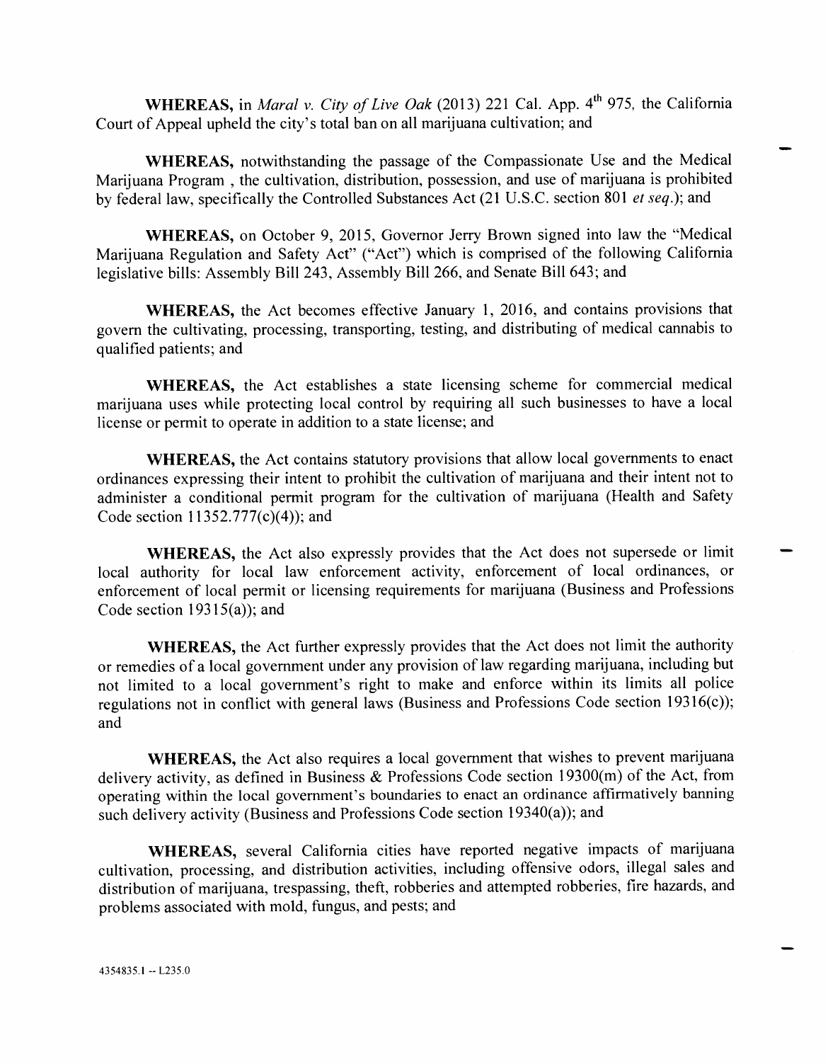**WHEREAS,** in *Maral v. City of Live Oak* (2013) 221 Cal. App. 4th 975, the California Court of Appeal upheld the city's total ban on all marijuana cultivation; and

**WHEREAS,** notwithstanding the passage of the Compassionate Use and the Medical Marijuana Program , the cultivation, distribution, possession, and use of marijuana is prohibited by federal law, specifically the Controlled Substances Act (21 U.S.C. section 801 *et seq.*); and

**WHEREAS,** on October 9, 2015, Governor Jerry Brown signed into law the "Medical Marijuana Regulation and Safety Act" ("Act") which is comprised of the following California legislative bills: Assembly Bill 243, Assembly Bill 266, and Senate Bill 643; and

**WHEREAS,** the Act becomes effective January 1, 2016, and contains provisions that govern the cultivating, processing, transporting, testing, and distributing of medical cannabis to qualified patients; and

**WHEREAS,** the Act establishes a state licensing scheme for commercial medical marijuana uses while protecting local control by requiring all such businesses to have a local license or permit to operate in addition to a state license; and

**WHEREAS,** the Act contains statutory provisions that allow local governments to enact ordinances expressing their intent to prohibit the cultivation of marijuana and their intent not to administer a conditional permit program for the cultivation of marijuana (Health and Safety Code section 11352.777(c)(4)); and

**WHEREAS,** the Act also expressly provides that the Act does not supersede or limit local authority for local law enforcement activity, enforcement of local ordinances, or enforcement of local permit or licensing requirements for marijuana (Business and Professions Code section 19315(a)); and

**WHEREAS,** the Act further expressly provides that the Act does not limit the authority or remedies of a local government under any provision of law regarding marijuana, including but not limited to a local government's right to make and enforce within its limits all police regulations not in conflict with general laws (Business and Professions Code section 19316(c)); and

**WHEREAS,** the Act also requires a local government that wishes to prevent marijuana delivery activity, as defined in Business & Professions Code section 19300(m) of the Act, from operating within the local government's boundaries to enact an ordinance affirmatively banning such delivery activity (Business and Professions Code section 19340(a)); and

**WHEREAS,** several California cities have reported negative impacts of marijuana cultivation, processing, and distribution activities, including offensive odors, illegal sales and distribution of marijuana, trespassing, theft, robberies and attempted robberies, fire hazards, and problems associated with mold, fungus, and pests; and

4354835.1 -- L235.0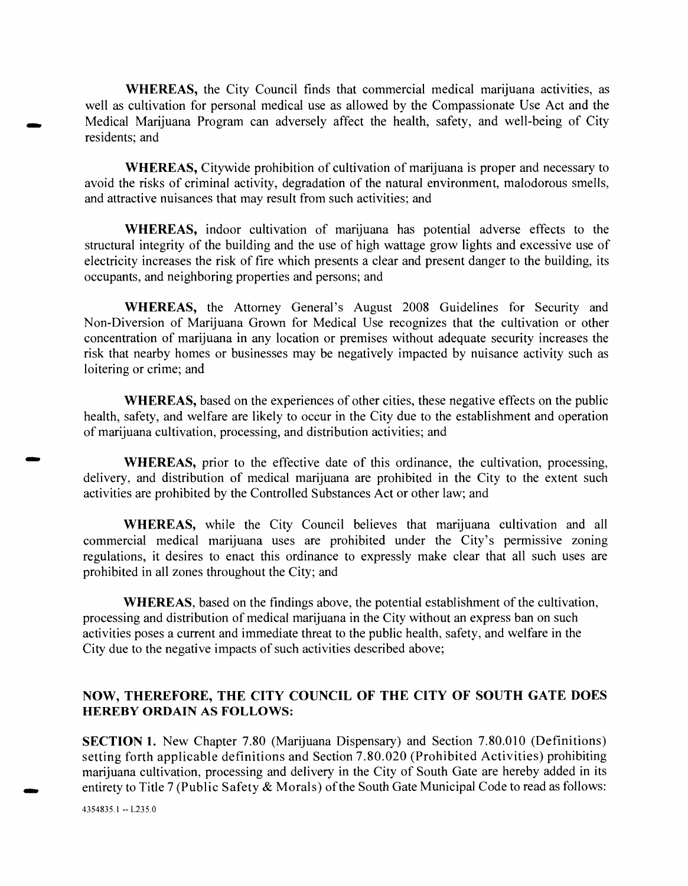**WHEREAS,** the City Council finds that commercial medical marijuana activities, as well as cultivation for personal medical use as allowed by the Compassionate Use Act and the Medical Marijuana Program can adversely affect the health, safety, and well-being of City residents; and

**WHEREAS,** Citywide prohibition of cultivation of marijuana is proper and necessary to avoid the risks of criminal activity, degradation of the natural environment, malodorous smells, and attractive nuisances that may result from such activities; and

**WHEREAS,** indoor cultivation of marijuana has potential adverse effects to the structural integrity of the building and the use of high wattage grow lights and excessive use of electricity increases the risk of fire which presents a clear and present danger to the building, its occupants, and neighboring properties and persons; and

**WHEREAS,** the Attorney General's August 2008 Guidelines for Security and Non-Diversion of Marijuana Grown for Medical Use recognizes that the cultivation or other concentration of marijuana in any location or premises without adequate security increases the risk that nearby homes or businesses may be negatively impacted by nuisance activity such as loitering or crime; and

**WHEREAS,** based on the experiences of other cities, these negative effects on the public health, safety, and welfare are likely to occur in the City due to the establishment and operation of marijuana cultivation, processing, and distribution activities; and

**WHEREAS,** prior to the effective date of this ordinance, the cultivation, processing, delivery, and distribution of medical marijuana are prohibited in the City to the extent such activities are prohibited by the Controlled Substances Act or other law; and

**WHEREAS,** while the City Council believes that marijuana cultivation and all commercial medical marijuana uses are prohibited under the City's permissive zoning regulations, it desires to enact this ordinance to expressly make clear that all such uses are prohibited in all zones throughout the City; and

**WHEREAS**, based on the findings above, the potential establishment of the cultivation, processing and distribution of medical marijuana in the City without an express ban on such activities poses a current and immediate threat to the public health, safety, and welfare in the City due to the negative impacts of such activities described above;

**NOW, THEREFORE, THE CITY COUNCIL OF THE CITY OF SOUTH GATE DOES HEREBY ORDAIN AS FOLLOWS:**

**SECTION 1.** New Chapter 7.80 (Marijuana Dispensary) and Section 7.80.010 (Definitions) setting forth applicable definitions and Section 7.80.020 (Prohibited Activities) prohibiting marijuana cultivation, processing and delivery in the City of South Gate are hereby added in its entirety to Title 7 (Public Safety & Morals) of the South Gate Municipal Code to read as follows:

4354835.1 -- L235.0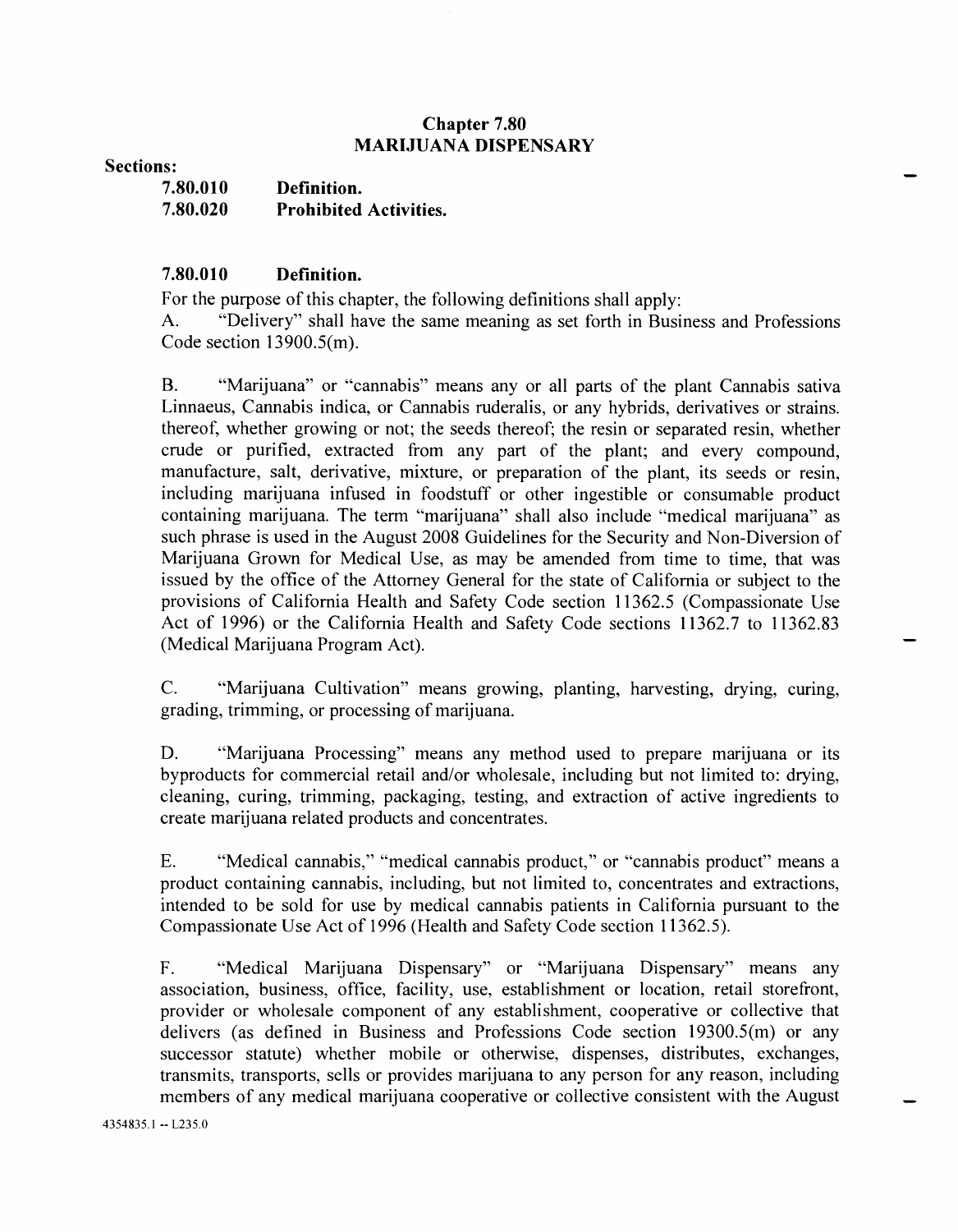## Chapter 7.80
## MARIJUANA DISPENSARY

**Sections:**

**7.80.010 Definition.**
**7.80.020 Prohibited Activities.**

### 7.80.010 Definition.

For the purpose of this chapter, the following definitions shall apply:

A. "Delivery" shall have the same meaning as set forth in Business and Professions Code section 13900.5(m).

B. "Marijuana" or "cannabis" means any or all parts of the plant Cannabis sativa Linnaeus, Cannabis indica, or Cannabis ruderalis, or any hybrids, derivatives or strains. thereof, whether growing or not; the seeds thereof; the resin or separated resin, whether crude or purified, extracted from any part of the plant; and every compound, manufacture, salt, derivative, mixture, or preparation of the plant, its seeds or resin, including marijuana infused in foodstuff or other ingestible or consumable product containing marijuana. The term "marijuana" shall also include "medical marijuana" as such phrase is used in the August 2008 Guidelines for the Security and Non-Diversion of Marijuana Grown for Medical Use, as may be amended from time to time, that was issued by the office of the Attorney General for the state of California or subject to the provisions of California Health and Safety Code section 11362.5 (Compassionate Use Act of 1996) or the California Health and Safety Code sections 11362.7 to 11362.83 (Medical Marijuana Program Act).

C. "Marijuana Cultivation" means growing, planting, harvesting, drying, curing, grading, trimming, or processing of marijuana.

D. "Marijuana Processing" means any method used to prepare marijuana or its byproducts for commercial retail and/or wholesale, including but not limited to: drying, cleaning, curing, trimming, packaging, testing, and extraction of active ingredients to create marijuana related products and concentrates.

E. "Medical cannabis," "medical cannabis product," or "cannabis product" means a product containing cannabis, including, but not limited to, concentrates and extractions, intended to be sold for use by medical cannabis patients in California pursuant to the Compassionate Use Act of 1996 (Health and Safety Code section 11362.5).

F. "Medical Marijuana Dispensary" or "Marijuana Dispensary" means any association, business, office, facility, use, establishment or location, retail storefront, provider or wholesale component of any establishment, cooperative or collective that delivers (as defined in Business and Professions Code section 19300.5(m) or any successor statute) whether mobile or otherwise, dispenses, distributes, exchanges, transmits, transports, sells or provides marijuana to any person for any reason, including members of any medical marijuana cooperative or collective consistent with the August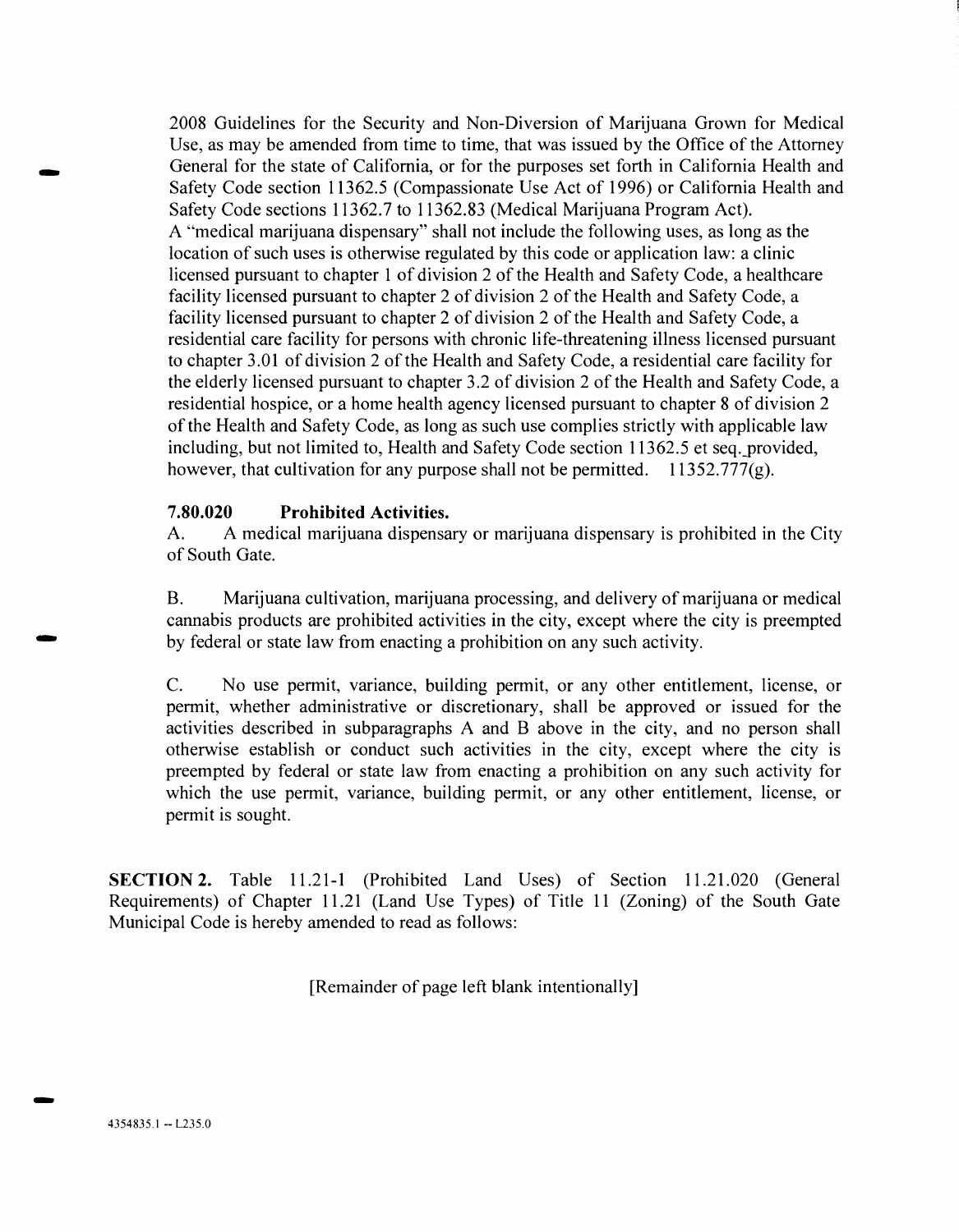2008 Guidelines for the Security and Non-Diversion of Marijuana Grown for Medical Use, as may be amended from time to time, that was issued by the Office of the Attorney General for the state of California, or for the purposes set forth in California Health and Safety Code section 11362.5 (Compassionate Use Act of 1996) or California Health and Safety Code sections 11362.7 to 11362.83 (Medical Marijuana Program Act).
A "medical marijuana dispensary" shall not include the following uses, as long as the location of such uses is otherwise regulated by this code or application law: a clinic licensed pursuant to chapter 1 of division 2 of the Health and Safety Code, a healthcare facility licensed pursuant to chapter 2 of division 2 of the Health and Safety Code, a facility licensed pursuant to chapter 2 of division 2 of the Health and Safety Code, a residential care facility for persons with chronic life-threatening illness licensed pursuant to chapter 3.01 of division 2 of the Health and Safety Code, a residential care facility for the elderly licensed pursuant to chapter 3.2 of division 2 of the Health and Safety Code, a residential hospice, or a home health agency licensed pursuant to chapter 8 of division 2 of the Health and Safety Code, as long as such use complies strictly with applicable law including, but not limited to, Health and Safety Code section 11362.5 et seq. provided, however, that cultivation for any purpose shall not be permitted. 11352.777(g).

**7.80.020 Prohibited Activities.**

A. A medical marijuana dispensary or marijuana dispensary is prohibited in the City of South Gate.

B. Marijuana cultivation, marijuana processing, and delivery of marijuana or medical cannabis products are prohibited activities in the city, except where the city is preempted by federal or state law from enacting a prohibition on any such activity.

C. No use permit, variance, building permit, or any other entitlement, license, or permit, whether administrative or discretionary, shall be approved or issued for the activities described in subparagraphs A and B above in the city, and no person shall otherwise establish or conduct such activities in the city, except where the city is preempted by federal or state law from enacting a prohibition on any such activity for which the use permit, variance, building permit, or any other entitlement, license, or permit is sought.

**SECTION 2.** Table 11.21-1 (Prohibited Land Uses) of Section 11.21.020 (General Requirements) of Chapter 11.21 (Land Use Types) of Title 11 (Zoning) of the South Gate Municipal Code is hereby amended to read as follows:

[Remainder of page left blank intentionally]

4354835.1 -- L235.0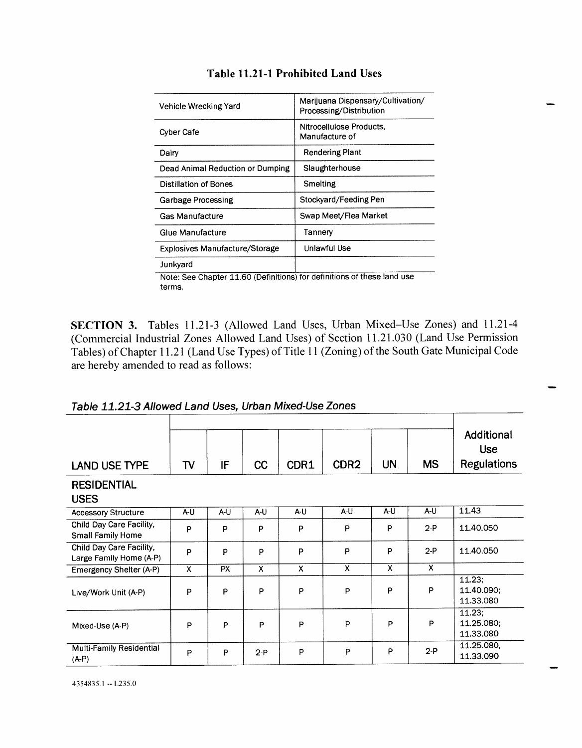## Table 11.21-1 Prohibited Land Uses

| | |
|---|---|
| Vehicle Wrecking Yard | Marijuana Dispensary/Cultivation/ Processing/Distribution |
| Cyber Cafe | Nitrocellulose Products, Manufacture of |
| Dairy | Rendering Plant |
| Dead Animal Reduction or Dumping | Slaughterhouse |
| Distillation of Bones | Smelting |
| Garbage Processing | Stockyard/Feeding Pen |
| Gas Manufacture | Swap Meet/Flea Market |
| Glue Manufacture | Tannery |
| Explosives Manufacture/Storage | Unlawful Use |
| Junkyard | |

Note: See Chapter 11.60 (Definitions) for definitions of these land use terms.

**SECTION 3.** Tables 11.21-3 (Allowed Land Uses, Urban Mixed–Use Zones) and 11.21-4 (Commercial Industrial Zones Allowed Land Uses) of Section 11.21.030 (Land Use Permission Tables) of Chapter 11.21 (Land Use Types) of Title 11 (Zoning) of the South Gate Municipal Code are hereby amended to read as follows:

### *Table 11.21-3 Allowed Land Uses, Urban Mixed-Use Zones*

| LAND USE TYPE | TV | IF | CC | CDR1 | CDR2 | UN | MS | Additional Use Regulations |
|---|---|---|---|---|---|---|---|---|
| **RESIDENTIAL USES** | | | | | | | | |
| Accessory Structure | A-U | A-U | A-U | A-U | A-U | A-U | A-U | 11.43 |
| Child Day Care Facility, Small Family Home | P | P | P | P | P | P | 2-P | 11.40.050 |
| Child Day Care Facility, Large Family Home (A-P) | P | P | P | P | P | P | 2-P | 11.40.050 |
| Emergency Shelter (A-P) | X | PX | X | X | X | X | X | |
| Live/Work Unit (A-P) | P | P | P | P | P | P | P | 11.23; 11.40.090; 11.33.080 |
| Mixed-Use (A-P) | P | P | P | P | P | P | P | 11.23; 11.25.080; 11.33.080 |
| Multi-Family Residential (A-P) | P | P | 2-P | P | P | P | 2-P | 11.25.080, 11.33.090 |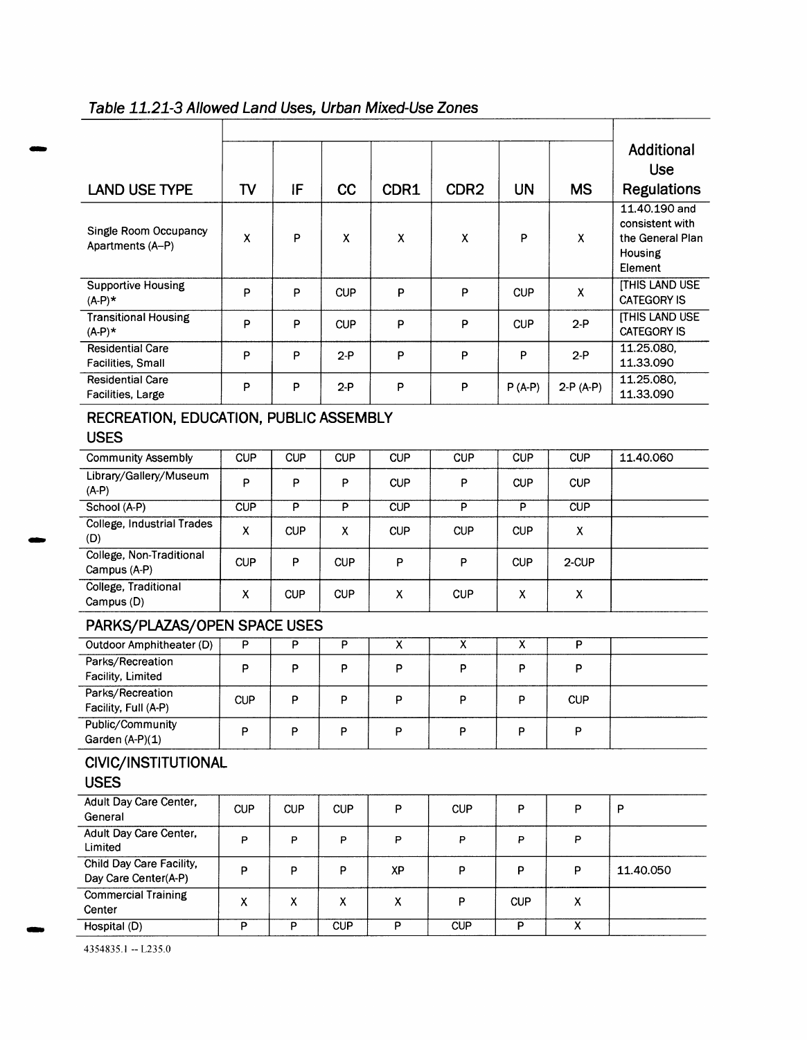*Table 11.21-3 Allowed Land Uses, Urban Mixed-Use Zones*

| LAND USE TYPE | TV | IF | CC | CDR1 | CDR2 | UN | MS | Additional Use Regulations |
|---|---|---|---|---|---|---|---|---|
| Single Room Occupancy Apartments (A–P) | X | P | X | X | X | P | X | 11.40.190 and consistent with the General Plan Housing Element |
| Supportive Housing (A-P)* | P | P | CUP | P | P | CUP | X | [THIS LAND USE CATEGORY IS |
| Transitional Housing (A-P)* | P | P | CUP | P | P | CUP | 2-P | [THIS LAND USE CATEGORY IS |
| Residential Care Facilities, Small | P | P | 2-P | P | P | P | 2-P | 11.25.080, 11.33.090 |
| Residential Care Facilities, Large | P | P | 2-P | P | P | P (A-P) | 2-P (A-P) | 11.25.080, 11.33.090 |
| **RECREATION, EDUCATION, PUBLIC ASSEMBLY USES** | | | | | | | | |
| Community Assembly | CUP | CUP | CUP | CUP | CUP | CUP | CUP | 11.40.060 |
| Library/Gallery/Museum (A-P) | P | P | P | CUP | P | CUP | CUP | |
| School (A-P) | CUP | P | P | CUP | P | P | CUP | |
| College, Industrial Trades (D) | X | CUP | X | CUP | CUP | CUP | X | |
| College, Non-Traditional Campus (A-P) | CUP | P | CUP | P | P | CUP | 2-CUP | |
| College, Traditional Campus (D) | X | CUP | CUP | X | CUP | X | X | |
| **PARKS/PLAZAS/OPEN SPACE USES** | | | | | | | | |
| Outdoor Amphitheater (D) | P | P | P | X | X | X | P | |
| Parks/Recreation Facility, Limited | P | P | P | P | P | P | P | |
| Parks/Recreation Facility, Full (A-P) | CUP | P | P | P | P | P | CUP | |
| Public/Community Garden (A-P)(1) | P | P | P | P | P | P | P | |
| **CIVIC/INSTITUTIONAL USES** | | | | | | | | |
| Adult Day Care Center, General | CUP | CUP | CUP | P | CUP | P | P | P |
| Adult Day Care Center, Limited | P | P | P | P | P | P | P | |
| Child Day Care Facility, Day Care Center(A-P) | P | P | P | XP | P | P | P | 11.40.050 |
| Commercial Training Center | X | X | X | X | P | CUP | X | |
| Hospital (D) | P | P | CUP | P | CUP | P | X | |

4354835.1 -- L235.0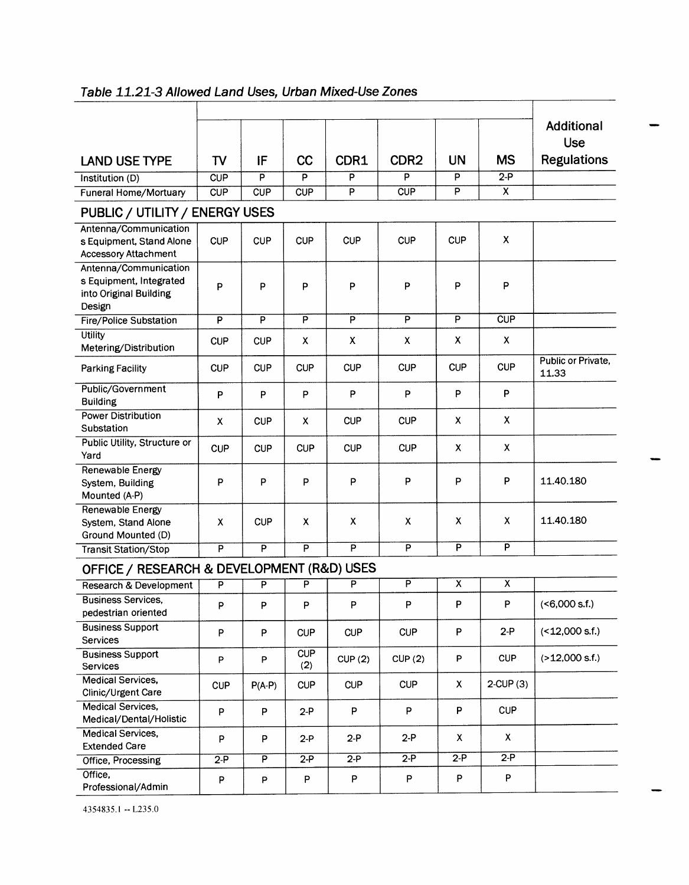*Table 11.21-3 Allowed Land Uses, Urban Mixed-Use Zones*

| LAND USE TYPE | TV | IF | CC | CDR1 | CDR2 | UN | MS | Additional Use Regulations |
|---|---|---|---|---|---|---|---|---|
| Institution (D) | CUP | P | P | P | P | P | 2-P | |
| Funeral Home/Mortuary | CUP | CUP | CUP | P | CUP | P | X | |
| **PUBLIC / UTILITY / ENERGY USES** | | | | | | | | |
| Antenna/Communications Equipment, Stand Alone Accessory Attachment | CUP | CUP | CUP | CUP | CUP | CUP | X | |
| Antenna/Communications Equipment, Integrated into Original Building Design | P | P | P | P | P | P | P | |
| Fire/Police Substation | P | P | P | P | P | P | CUP | |
| Utility Metering/Distribution | CUP | CUP | X | X | X | X | X | |
| Parking Facility | CUP | CUP | CUP | CUP | CUP | CUP | CUP | Public or Private, 11.33 |
| Public/Government Building | P | P | P | P | P | P | P | |
| Power Distribution Substation | X | CUP | X | CUP | CUP | X | X | |
| Public Utility, Structure or Yard | CUP | CUP | CUP | CUP | CUP | X | X | |
| Renewable Energy System, Building Mounted (A-P) | P | P | P | P | P | P | P | 11.40.180 |
| Renewable Energy System, Stand Alone Ground Mounted (D) | X | CUP | X | X | X | X | X | 11.40.180 |
| Transit Station/Stop | P | P | P | P | P | P | P | |
| **OFFICE / RESEARCH & DEVELOPMENT (R&D) USES** | | | | | | | | |
| Research & Development | P | P | P | P | P | X | X | |
| Business Services, pedestrian oriented | P | P | P | P | P | P | P | (<6,000 s.f.) |
| Business Support Services | P | P | CUP | CUP | CUP | P | 2-P | (<12,000 s.f.) |
| Business Support Services | P | P | CUP (2) | CUP (2) | CUP (2) | P | CUP | (>12,000 s.f.) |
| Medical Services, Clinic/Urgent Care | CUP | P(A-P) | CUP | CUP | CUP | X | 2-CUP (3) | |
| Medical Services, Medical/Dental/Holistic | P | P | 2-P | P | P | P | CUP | |
| Medical Services, Extended Care | P | P | 2-P | 2-P | 2-P | X | X | |
| Office, Processing | 2-P | P | 2-P | 2-P | 2-P | 2-P | 2-P | |
| Office, Professional/Admin | P | P | P | P | P | P | P | |

4354835.1 -- L235.0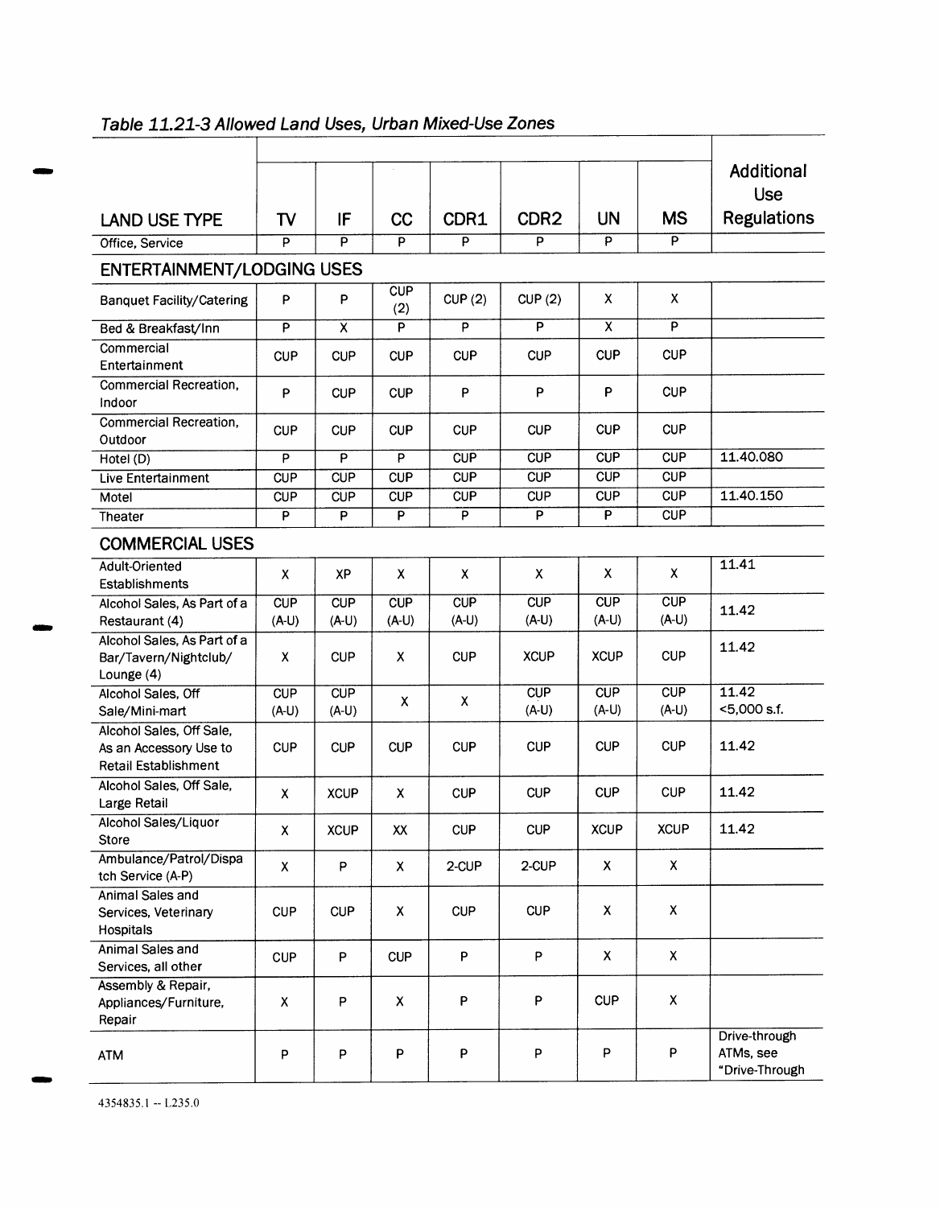*Table 11.21-3 Allowed Land Uses, Urban Mixed-Use Zones*

| LAND USE TYPE | TV | IF | CC | CDR1 | CDR2 | UN | MS | Additional Use Regulations |
|---|---|---|---|---|---|---|---|---|
| Office, Service | P | P | P | P | P | P | P | |
| **ENTERTAINMENT/LODGING USES** | | | | | | | | |
| Banquet Facility/Catering | P | P | CUP (2) | CUP (2) | CUP (2) | X | X | |
| Bed & Breakfast/Inn | P | X | P | P | P | X | P | |
| Commercial Entertainment | CUP | CUP | CUP | CUP | CUP | CUP | CUP | |
| Commercial Recreation, Indoor | P | CUP | CUP | P | P | P | CUP | |
| Commercial Recreation, Outdoor | CUP | CUP | CUP | CUP | CUP | CUP | CUP | |
| Hotel (D) | P | P | P | CUP | CUP | CUP | CUP | 11.40.080 |
| Live Entertainment | CUP | CUP | CUP | CUP | CUP | CUP | CUP | |
| Motel | CUP | CUP | CUP | CUP | CUP | CUP | CUP | 11.40.150 |
| Theater | P | P | P | P | P | P | CUP | |
| **COMMERCIAL USES** | | | | | | | | |
| Adult-Oriented Establishments | X | XP | X | X | X | X | X | 11.41 |
| Alcohol Sales, As Part of a Restaurant (4) | CUP (A-U) | CUP (A-U) | CUP (A-U) | CUP (A-U) | CUP (A-U) | CUP (A-U) | CUP (A-U) | 11.42 |
| Alcohol Sales, As Part of a Bar/Tavern/Nightclub/ Lounge (4) | X | CUP | X | CUP | XCUP | XCUP | CUP | 11.42 |
| Alcohol Sales, Off Sale/Mini-mart | CUP (A-U) | CUP (A-U) | X | X | CUP (A-U) | CUP (A-U) | CUP (A-U) | 11.42 <5,000 s.f. |
| Alcohol Sales, Off Sale, As an Accessory Use to Retail Establishment | CUP | CUP | CUP | CUP | CUP | CUP | CUP | 11.42 |
| Alcohol Sales, Off Sale, Large Retail | X | XCUP | X | CUP | CUP | CUP | CUP | 11.42 |
| Alcohol Sales/Liquor Store | X | XCUP | XX | CUP | CUP | XCUP | XCUP | 11.42 |
| Ambulance/Patrol/Dispatch Service (A-P) | X | P | X | 2-CUP | 2-CUP | X | X | |
| Animal Sales and Services, Veterinary Hospitals | CUP | CUP | X | CUP | CUP | X | X | |
| Animal Sales and Services, all other | CUP | P | CUP | P | P | X | X | |
| Assembly & Repair, Appliances/Furniture, Repair | X | P | X | P | P | CUP | X | |
| ATM | P | P | P | P | P | P | P | Drive-through ATMs, see "Drive-Through |

4354835.1 -- L235.0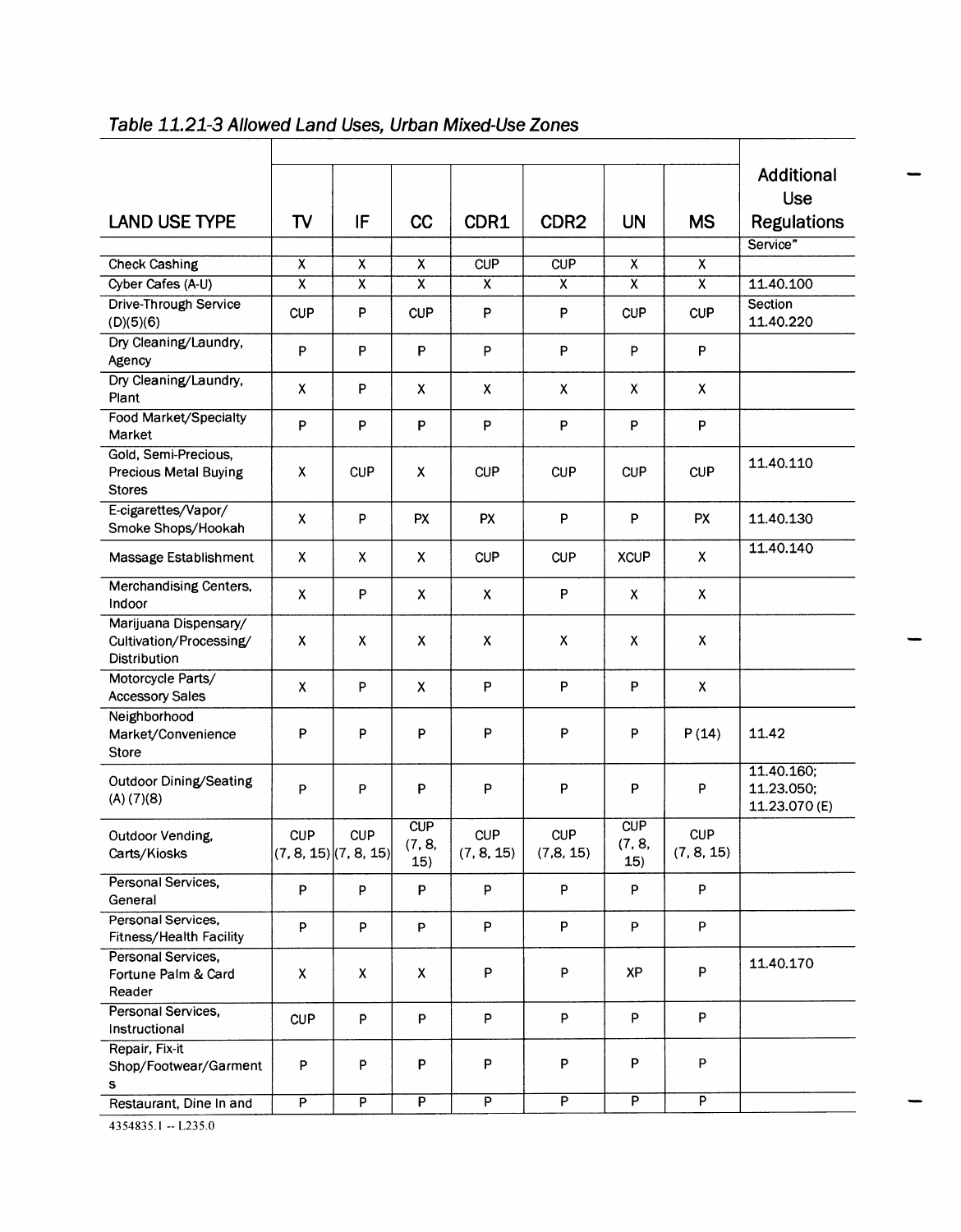*Table 11.21-3 Allowed Land Uses, Urban Mixed-Use Zones*

| LAND USE TYPE | TV | IF | CC | CDR1 | CDR2 | UN | MS | Additional Use Regulations |
|---|---|---|---|---|---|---|---|---|
| | | | | | | | | Service" |
| Check Cashing | X | X | X | CUP | CUP | X | X | |
| Cyber Cafes (A-U) | X | X | X | X | X | X | X | 11.40.100 |
| Drive-Through Service (D)(5)(6) | CUP | P | CUP | P | P | CUP | CUP | Section 11.40.220 |
| Dry Cleaning/Laundry, Agency | P | P | P | P | P | P | P | |
| Dry Cleaning/Laundry, Plant | X | P | X | X | X | X | X | |
| Food Market/Specialty Market | P | P | P | P | P | P | P | |
| Gold, Semi-Precious, Precious Metal Buying Stores | X | CUP | X | CUP | CUP | CUP | CUP | 11.40.110 |
| E-cigarettes/Vapor/ Smoke Shops/Hookah | X | P | PX | PX | P | P | PX | 11.40.130 |
| Massage Establishment | X | X | X | CUP | CUP | XCUP | X | 11.40.140 |
| Merchandising Centers, Indoor | X | P | X | X | P | X | X | |
| Marijuana Dispensary/ Cultivation/Processing/ Distribution | X | X | X | X | X | X | X | |
| Motorcycle Parts/ Accessory Sales | X | P | X | P | P | P | X | |
| Neighborhood Market/Convenience Store | P | P | P | P | P | P | P (14) | 11.42 |
| Outdoor Dining/Seating (A) (7)(8) | P | P | P | P | P | P | P | 11.40.160; 11.23.050; 11.23.070 (E) |
| Outdoor Vending, Carts/Kiosks | CUP (7, 8, 15) | CUP (7, 8, 15) | CUP (7, 8, 15) | CUP (7, 8, 15) | CUP (7,8, 15) | CUP (7, 8, 15) | CUP (7, 8, 15) | |
| Personal Services, General | P | P | P | P | P | P | P | |
| Personal Services, Fitness/Health Facility | P | P | P | P | P | P | P | |
| Personal Services, Fortune Palm & Card Reader | X | X | X | P | P | XP | P | 11.40.170 |
| Personal Services, Instructional | CUP | P | P | P | P | P | P | |
| Repair, Fix-it Shop/Footwear/Garment s | P | P | P | P | P | P | P | |
| Restaurant, Dine In and | P | P | P | P | P | P | P | |

4354835.1 -- L235.0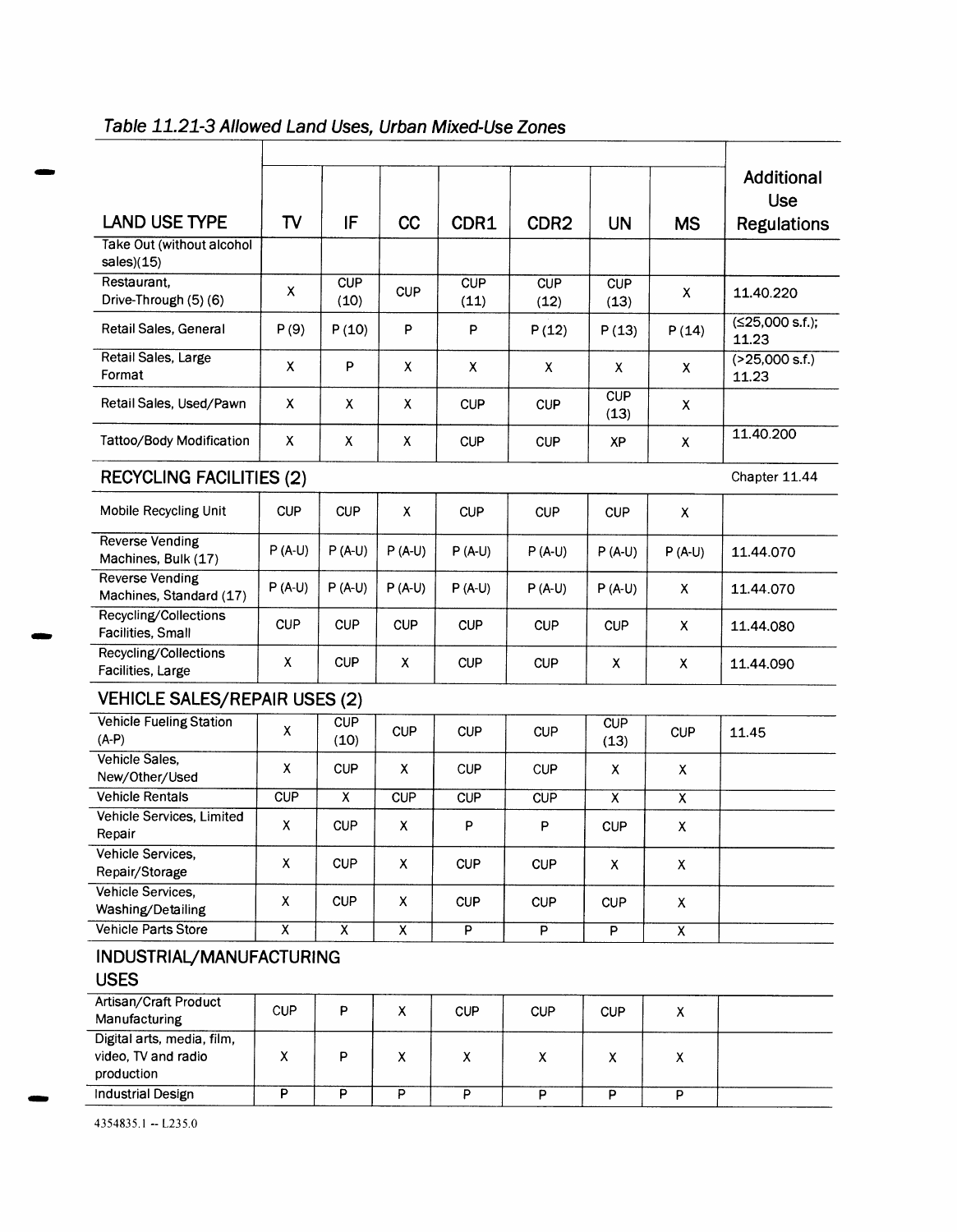*Table 11.21-3 Allowed Land Uses, Urban Mixed-Use Zones*

| LAND USE TYPE | TV | IF | CC | CDR1 | CDR2 | UN | MS | Additional Use Regulations |
|---|---|---|---|---|---|---|---|---|
| Take Out (without alcohol sales)(15) | | | | | | | | |
| Restaurant, Drive-Through (5) (6) | X | CUP (10) | CUP | CUP (11) | CUP (12) | CUP (13) | X | 11.40.220 |
| Retail Sales, General | P (9) | P (10) | P | P | P (12) | P (13) | P (14) | (≤25,000 s.f.); 11.23 |
| Retail Sales, Large Format | X | P | X | X | X | X | X | (>25,000 s.f.) 11.23 |
| Retail Sales, Used/Pawn | X | X | X | CUP | CUP | CUP (13) | X | |
| Tattoo/Body Modification | X | X | X | CUP | CUP | XP | X | 11.40.200 |
| **RECYCLING FACILITIES (2)** | | | | | | | | Chapter 11.44 |
| Mobile Recycling Unit | CUP | CUP | X | CUP | CUP | CUP | X | |
| Reverse Vending Machines, Bulk (17) | P (A-U) | P (A-U) | P (A-U) | P (A-U) | P (A-U) | P (A-U) | P (A-U) | 11.44.070 |
| Reverse Vending Machines, Standard (17) | P (A-U) | P (A-U) | P (A-U) | P (A-U) | P (A-U) | P (A-U) | X | 11.44.070 |
| Recycling/Collections Facilities, Small | CUP | CUP | CUP | CUP | CUP | CUP | X | 11.44.080 |
| Recycling/Collections Facilities, Large | X | CUP | X | CUP | CUP | X | X | 11.44.090 |
| **VEHICLE SALES/REPAIR USES (2)** | | | | | | | | |
| Vehicle Fueling Station (A-P) | X | CUP (10) | CUP | CUP | CUP | CUP (13) | CUP | 11.45 |
| Vehicle Sales, New/Other/Used | X | CUP | X | CUP | CUP | X | X | |
| Vehicle Rentals | CUP | X | CUP | CUP | CUP | X | X | |
| Vehicle Services, Limited Repair | X | CUP | X | P | P | CUP | X | |
| Vehicle Services, Repair/Storage | X | CUP | X | CUP | CUP | X | X | |
| Vehicle Services, Washing/Detailing | X | CUP | X | CUP | CUP | CUP | X | |
| Vehicle Parts Store | X | X | X | P | P | P | X | |
| **INDUSTRIAL/MANUFACTURING USES** | | | | | | | | |
| Artisan/Craft Product Manufacturing | CUP | P | X | CUP | CUP | CUP | X | |
| Digital arts, media, film, video, TV and radio production | X | P | X | X | X | X | X | |
| Industrial Design | P | P | P | P | P | P | P | |

4354835.1 -- L235.0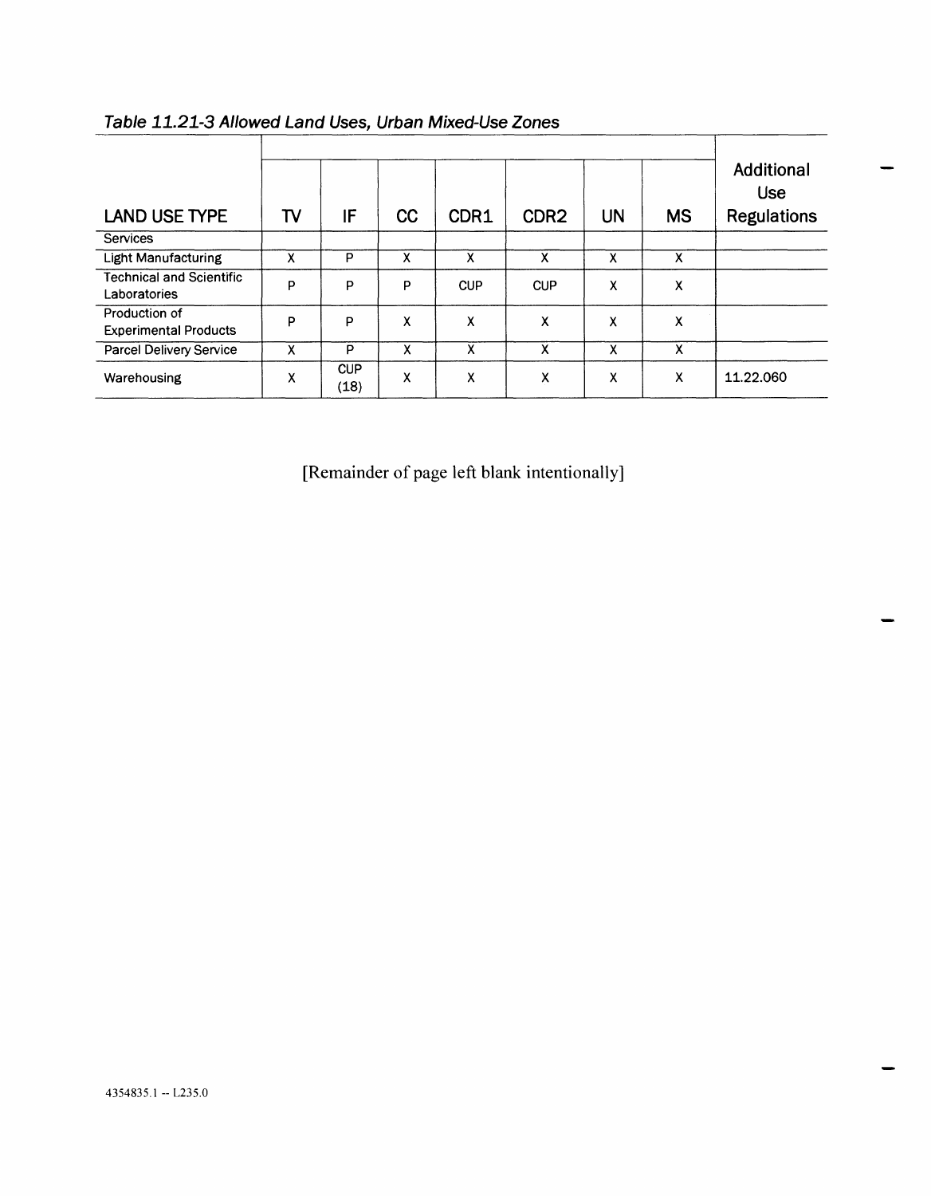*Table 11.21-3 Allowed Land Uses, Urban Mixed-Use Zones*

| LAND USE TYPE | TV | IF | CC | CDR1 | CDR2 | UN | MS | Additional Use Regulations |
|---|---|---|---|---|---|---|---|---|
| Services | | | | | | | | |
| Light Manufacturing | X | P | X | X | X | X | X | |
| Technical and Scientific Laboratories | P | P | P | CUP | CUP | X | X | |
| Production of Experimental Products | P | P | X | X | X | X | X | |
| Parcel Delivery Service | X | P | X | X | X | X | X | |
| Warehousing | X | CUP (18) | X | X | X | X | X | 11.22.060 |

[Remainder of page left blank intentionally]

4354835.1 -- L235.0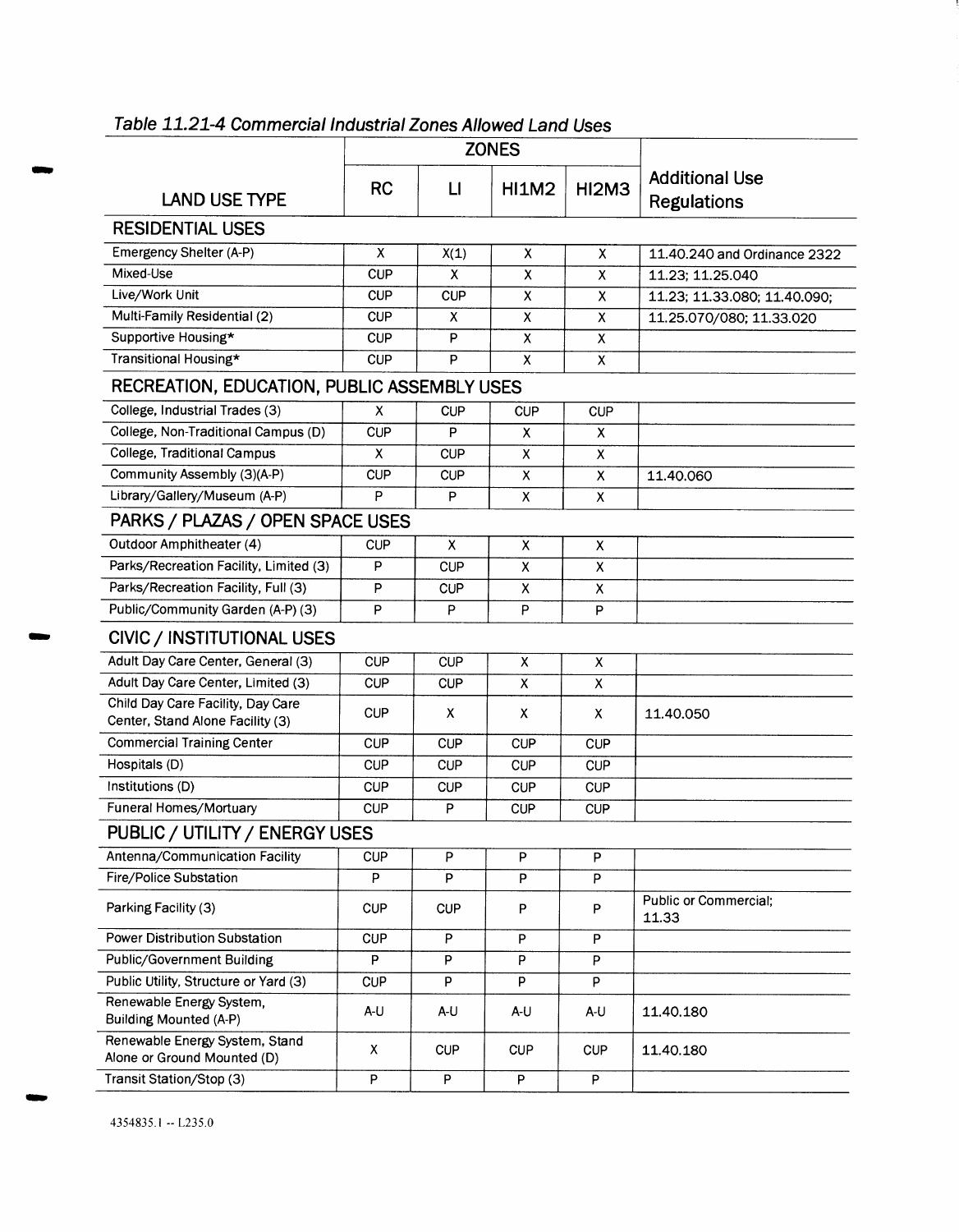*Table 11.21-4 Commercial Industrial Zones Allowed Land Uses*

| LAND USE TYPE | ZONES | | | | Additional Use Regulations |
|---|---|---|---|---|---|
| | RC | LI | HI1M2 | HI2M3 | |
| **RESIDENTIAL USES** | | | | | |
| Emergency Shelter (A-P) | X | X(1) | X | X | 11.40.240 and Ordinance 2322 |
| Mixed-Use | CUP | X | X | X | 11.23; 11.25.040 |
| Live/Work Unit | CUP | CUP | X | X | 11.23; 11.33.080; 11.40.090; |
| Multi-Family Residential (2) | CUP | X | X | X | 11.25.070/080; 11.33.020 |
| Supportive Housing* | CUP | P | X | X | |
| Transitional Housing* | CUP | P | X | X | |
| **RECREATION, EDUCATION, PUBLIC ASSEMBLY USES** | | | | | |
| College, Industrial Trades (3) | X | CUP | CUP | CUP | |
| College, Non-Traditional Campus (D) | CUP | P | X | X | |
| College, Traditional Campus | X | CUP | X | X | |
| Community Assembly (3)(A-P) | CUP | CUP | X | X | 11.40.060 |
| Library/Gallery/Museum (A-P) | P | P | X | X | |
| **PARKS / PLAZAS / OPEN SPACE USES** | | | | | |
| Outdoor Amphitheater (4) | CUP | X | X | X | |
| Parks/Recreation Facility, Limited (3) | P | CUP | X | X | |
| Parks/Recreation Facility, Full (3) | P | CUP | X | X | |
| Public/Community Garden (A-P) (3) | P | P | P | P | |
| **CIVIC / INSTITUTIONAL USES** | | | | | |
| Adult Day Care Center, General (3) | CUP | CUP | X | X | |
| Adult Day Care Center, Limited (3) | CUP | CUP | X | X | |
| Child Day Care Facility, Day Care Center, Stand Alone Facility (3) | CUP | X | X | X | 11.40.050 |
| Commercial Training Center | CUP | CUP | CUP | CUP | |
| Hospitals (D) | CUP | CUP | CUP | CUP | |
| Institutions (D) | CUP | CUP | CUP | CUP | |
| Funeral Homes/Mortuary | CUP | P | CUP | CUP | |
| **PUBLIC / UTILITY / ENERGY USES** | | | | | |
| Antenna/Communication Facility | CUP | P | P | P | |
| Fire/Police Substation | P | P | P | P | |
| Parking Facility (3) | CUP | CUP | P | P | Public or Commercial; 11.33 |
| Power Distribution Substation | CUP | P | P | P | |
| Public/Government Building | P | P | P | P | |
| Public Utility, Structure or Yard (3) | CUP | P | P | P | |
| Renewable Energy System, Building Mounted (A-P) | A-U | A-U | A-U | A-U | 11.40.180 |
| Renewable Energy System, Stand Alone or Ground Mounted (D) | X | CUP | CUP | CUP | 11.40.180 |
| Transit Station/Stop (3) | P | P | P | P | |

4354835.1 -- L235.0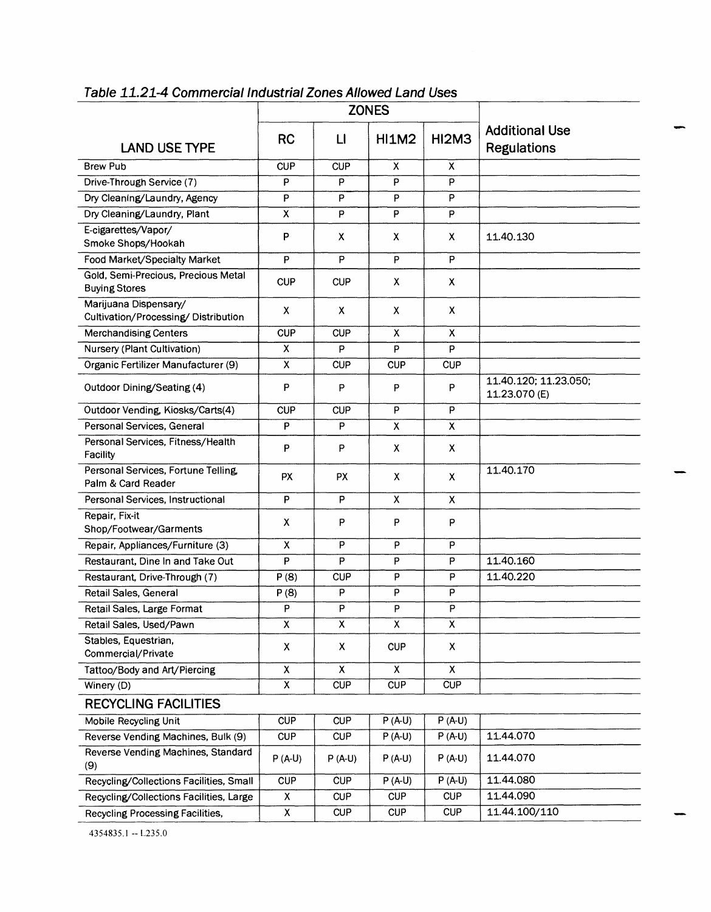*Table 11.21-4 Commercial Industrial Zones Allowed Land Uses*

| LAND USE TYPE | ZONES | | | | Additional Use Regulations |
|---|---|---|---|---|---|
| | RC | LI | HI1M2 | HI2M3 | |
| Brew Pub | CUP | CUP | X | X | |
| Drive-Through Service (7) | P | P | P | P | |
| Dry Cleaning/Laundry, Agency | P | P | P | P | |
| Dry Cleaning/Laundry, Plant | X | P | P | P | |
| E-cigarettes/Vapor/ Smoke Shops/Hookah | P | X | X | X | 11.40.130 |
| Food Market/Specialty Market | P | P | P | P | |
| Gold, Semi-Precious, Precious Metal Buying Stores | CUP | CUP | X | X | |
| Marijuana Dispensary/ Cultivation/Processing/ Distribution | X | X | X | X | |
| Merchandising Centers | CUP | CUP | X | X | |
| Nursery (Plant Cultivation) | X | P | P | P | |
| Organic Fertilizer Manufacturer (9) | X | CUP | CUP | CUP | |
| Outdoor Dining/Seating (4) | P | P | P | P | 11.40.120; 11.23.050; 11.23.070 (E) |
| Outdoor Vending, Kiosks/Carts(4) | CUP | CUP | P | P | |
| Personal Services, General | P | P | X | X | |
| Personal Services, Fitness/Health Facility | P | P | X | X | |
| Personal Services, Fortune Telling, Palm & Card Reader | PX | PX | X | X | 11.40.170 |
| Personal Services, Instructional | P | P | X | X | |
| Repair, Fix-it Shop/Footwear/Garments | X | P | P | P | |
| Repair, Appliances/Furniture (3) | X | P | P | P | |
| Restaurant, Dine In and Take Out | P | P | P | P | 11.40.160 |
| Restaurant, Drive-Through (7) | P (8) | CUP | P | P | 11.40.220 |
| Retail Sales, General | P (8) | P | P | P | |
| Retail Sales, Large Format | P | P | P | P | |
| Retail Sales, Used/Pawn | X | X | X | X | |
| Stables, Equestrian, Commercial/Private | X | X | CUP | X | |
| Tattoo/Body and Art/Piercing | X | X | X | X | |
| Winery (D) | X | CUP | CUP | CUP | |
| **RECYCLING FACILITIES** | | | | | |
| Mobile Recycling Unit | CUP | CUP | P (A-U) | P (A-U) | |
| Reverse Vending Machines, Bulk (9) | CUP | CUP | P (A-U) | P (A-U) | 11.44.070 |
| Reverse Vending Machines, Standard (9) | P (A-U) | P (A-U) | P (A-U) | P (A-U) | 11.44.070 |
| Recycling/Collections Facilities, Small | CUP | CUP | P (A-U) | P (A-U) | 11.44.080 |
| Recycling/Collections Facilities, Large | X | CUP | CUP | CUP | 11.44.090 |
| Recycling Processing Facilities, | X | CUP | CUP | CUP | 11.44.100/110 |

4354835.1 -- L235.0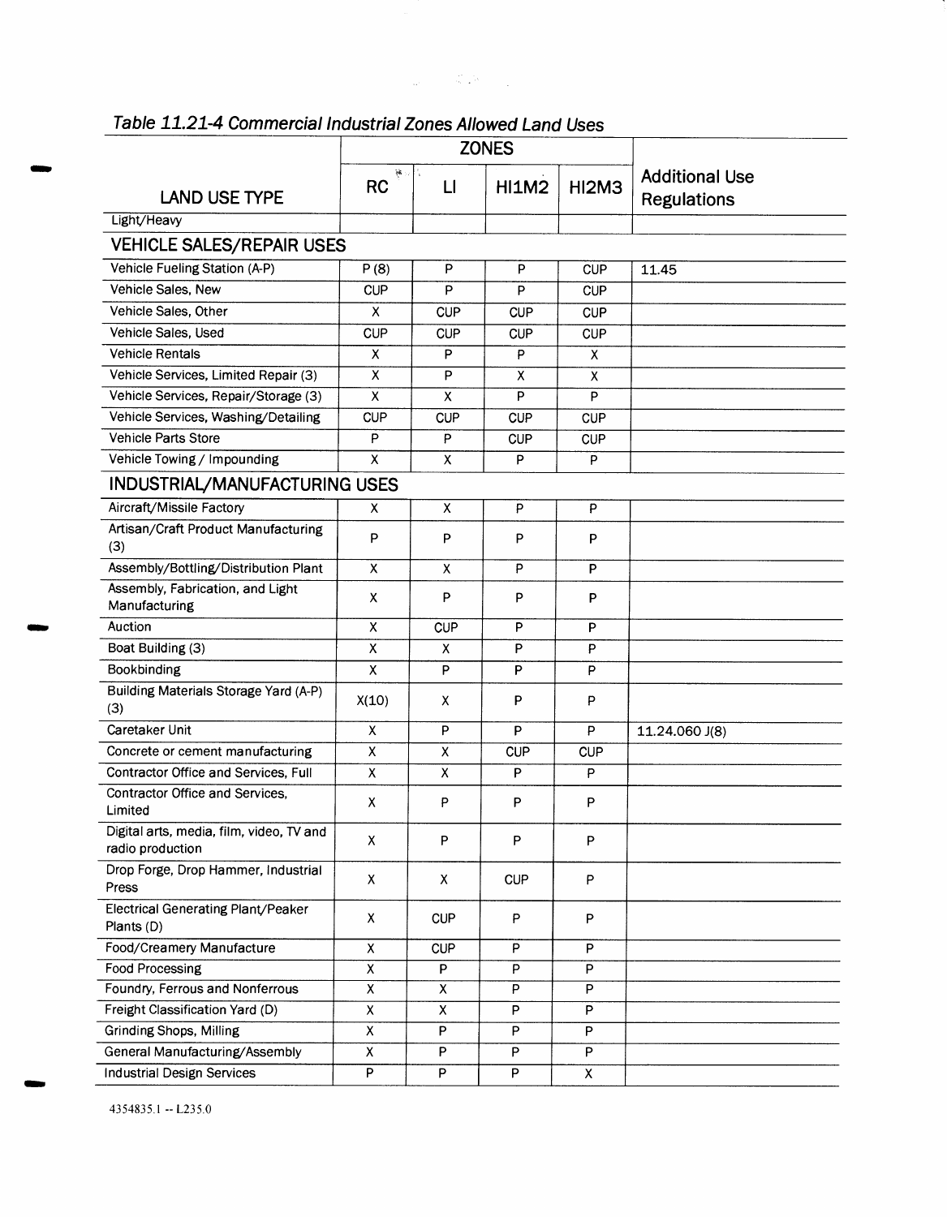*Table 11.21-4 Commercial Industrial Zones Allowed Land Uses*

| LAND USE TYPE | ZONES | | | | Additional Use Regulations |
|---|---|---|---|---|---|
| | RC | LI | HI1M2 | HI2M3 | |
| Light/Heavy | | | | | |
| **VEHICLE SALES/REPAIR USES** | | | | | |
| Vehicle Fueling Station (A-P) | P (8) | P | P | CUP | 11.45 |
| Vehicle Sales, New | CUP | P | P | CUP | |
| Vehicle Sales, Other | X | CUP | CUP | CUP | |
| Vehicle Sales, Used | CUP | CUP | CUP | CUP | |
| Vehicle Rentals | X | P | P | X | |
| Vehicle Services, Limited Repair (3) | X | P | X | X | |
| Vehicle Services, Repair/Storage (3) | X | X | P | P | |
| Vehicle Services, Washing/Detailing | CUP | CUP | CUP | CUP | |
| Vehicle Parts Store | P | P | CUP | CUP | |
| Vehicle Towing / Impounding | X | X | P | P | |
| **INDUSTRIAL/MANUFACTURING USES** | | | | | |
| Aircraft/Missile Factory | X | X | P | P | |
| Artisan/Craft Product Manufacturing (3) | P | P | P | P | |
| Assembly/Bottling/Distribution Plant | X | X | P | P | |
| Assembly, Fabrication, and Light Manufacturing | X | P | P | P | |
| Auction | X | CUP | P | P | |
| Boat Building (3) | X | X | P | P | |
| Bookbinding | X | P | P | P | |
| Building Materials Storage Yard (A-P) (3) | X(10) | X | P | P | |
| Caretaker Unit | X | P | P | P | 11.24.060 J(8) |
| Concrete or cement manufacturing | X | X | CUP | CUP | |
| Contractor Office and Services, Full | X | X | P | P | |
| Contractor Office and Services, Limited | X | P | P | P | |
| Digital arts, media, film, video, TV and radio production | X | P | P | P | |
| Drop Forge, Drop Hammer, Industrial Press | X | X | CUP | P | |
| Electrical Generating Plant/Peaker Plants (D) | X | CUP | P | P | |
| Food/Creamery Manufacture | X | CUP | P | P | |
| Food Processing | X | P | P | P | |
| Foundry, Ferrous and Nonferrous | X | X | P | P | |
| Freight Classification Yard (D) | X | X | P | P | |
| Grinding Shops, Milling | X | P | P | P | |
| General Manufacturing/Assembly | X | P | P | P | |
| Industrial Design Services | P | P | P | X | |

4354835.1 -- L235.0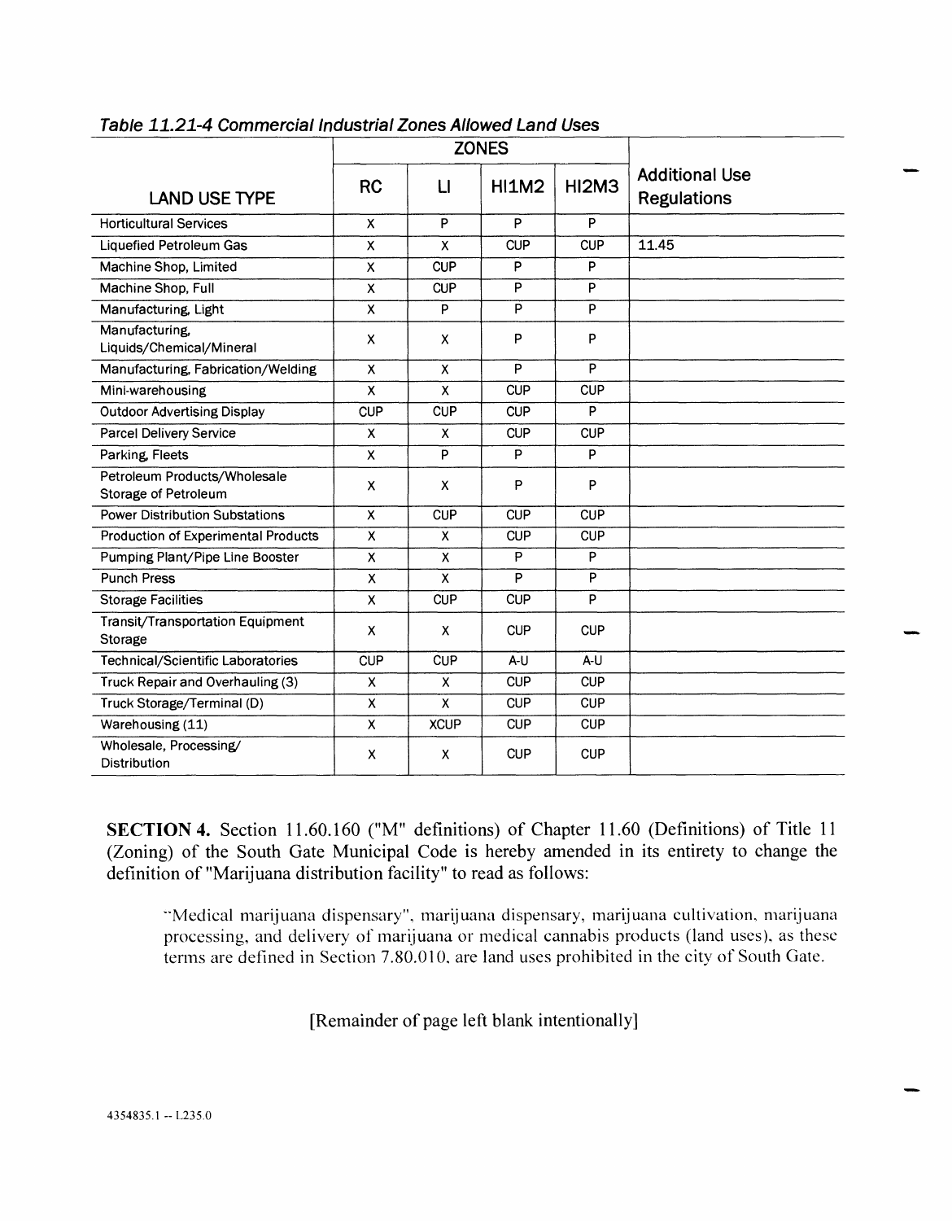*Table 11.21-4 Commercial Industrial Zones Allowed Land Uses*

| LAND USE TYPE | ZONES | | | | Additional Use Regulations |
|---|---|---|---|---|---|
| | RC | LI | HI1M2 | HI2M3 | |
| Horticultural Services | X | P | P | P | |
| Liquefied Petroleum Gas | X | X | CUP | CUP | 11.45 |
| Machine Shop, Limited | X | CUP | P | P | |
| Machine Shop, Full | X | CUP | P | P | |
| Manufacturing, Light | X | P | P | P | |
| Manufacturing, Liquids/Chemical/Mineral | X | X | P | P | |
| Manufacturing, Fabrication/Welding | X | X | P | P | |
| Mini-warehousing | X | X | CUP | CUP | |
| Outdoor Advertising Display | CUP | CUP | CUP | P | |
| Parcel Delivery Service | X | X | CUP | CUP | |
| Parking, Fleets | X | P | P | P | |
| Petroleum Products/Wholesale Storage of Petroleum | X | X | P | P | |
| Power Distribution Substations | X | CUP | CUP | CUP | |
| Production of Experimental Products | X | X | CUP | CUP | |
| Pumping Plant/Pipe Line Booster | X | X | P | P | |
| Punch Press | X | X | P | P | |
| Storage Facilities | X | CUP | CUP | P | |
| Transit/Transportation Equipment Storage | X | X | CUP | CUP | |
| Technical/Scientific Laboratories | CUP | CUP | A-U | A-U | |
| Truck Repair and Overhauling (3) | X | X | CUP | CUP | |
| Truck Storage/Terminal (D) | X | X | CUP | CUP | |
| Warehousing (11) | X | XCUP | CUP | CUP | |
| Wholesale, Processing/ Distribution | X | X | CUP | CUP | |

**SECTION 4.** Section 11.60.160 ("M" definitions) of Chapter 11.60 (Definitions) of Title 11 (Zoning) of the South Gate Municipal Code is hereby amended in its entirety to change the definition of "Marijuana distribution facility" to read as follows:

> "Medical marijuana dispensary", marijuana dispensary, marijuana cultivation, marijuana processing, and delivery of marijuana or medical cannabis products (land uses), as these terms are defined in Section 7.80.010, are land uses prohibited in the city of South Gate.

[Remainder of page left blank intentionally]

4354835.1 -- L235.0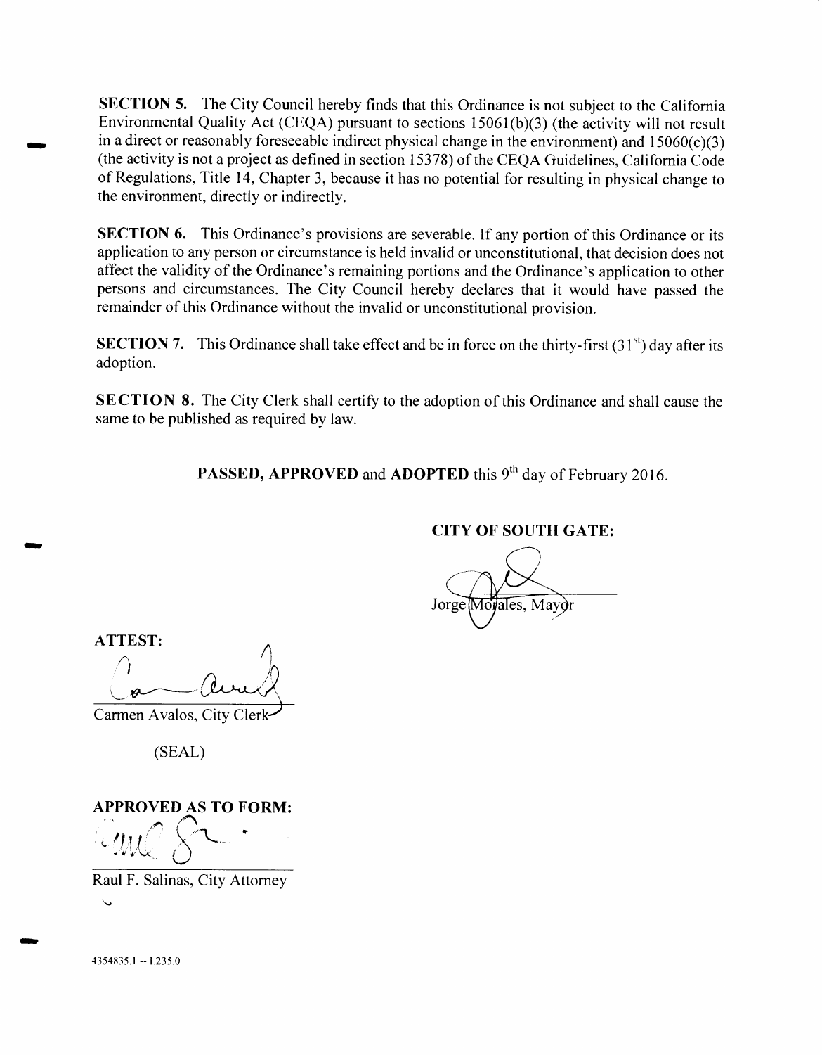**SECTION 5.** The City Council hereby finds that this Ordinance is not subject to the California Environmental Quality Act (CEQA) pursuant to sections 15061(b)(3) (the activity will not result in a direct or reasonably foreseeable indirect physical change in the environment) and 15060(c)(3) (the activity is not a project as defined in section 15378) of the CEQA Guidelines, California Code of Regulations, Title 14, Chapter 3, because it has no potential for resulting in physical change to the environment, directly or indirectly.

**SECTION 6.** This Ordinance's provisions are severable. If any portion of this Ordinance or its application to any person or circumstance is held invalid or unconstitutional, that decision does not affect the validity of the Ordinance's remaining portions and the Ordinance's application to other persons and circumstances. The City Council hereby declares that it would have passed the remainder of this Ordinance without the invalid or unconstitutional provision.

**SECTION 7.** This Ordinance shall take effect and be in force on the thirty-first (31st) day after its adoption.

**SECTION 8.** The City Clerk shall certify to the adoption of this Ordinance and shall cause the same to be published as required by law.

**PASSED, APPROVED** and **ADOPTED** this 9th day of February 2016.

**CITY OF SOUTH GATE:**

Jorge Morales, Mayor

**ATTEST:**

Carmen Avalos, City Clerk

(SEAL)

**APPROVED AS TO FORM:**

Raul F. Salinas, City Attorney

4354835.1 -- L235.0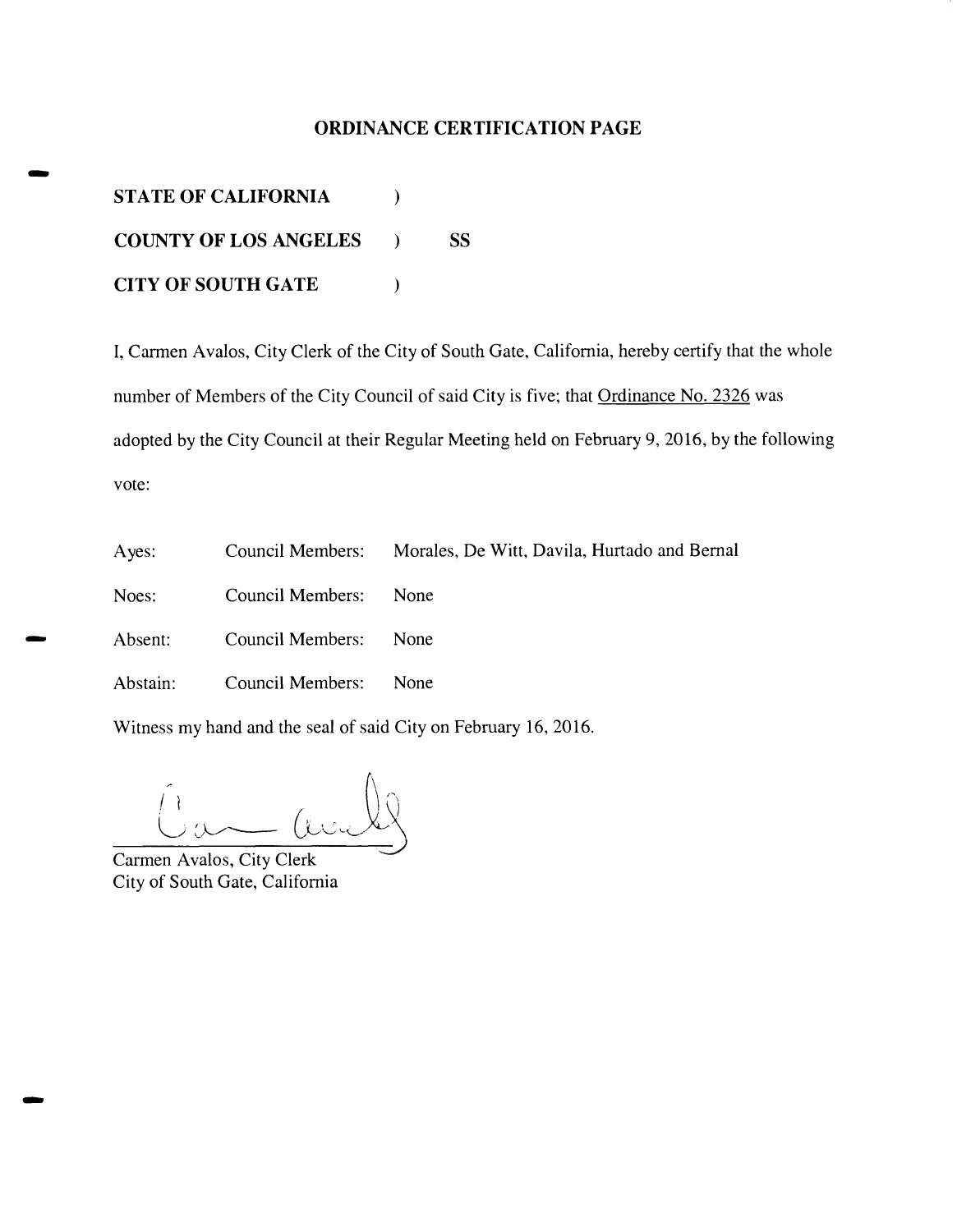## ORDINANCE CERTIFICATION PAGE

**STATE OF CALIFORNIA )**

**COUNTY OF LOS ANGELES ) SS**

**CITY OF SOUTH GATE )**

I, Carmen Avalos, City Clerk of the City of South Gate, California, hereby certify that the whole number of Members of the City Council of said City is five; that Ordinance No. 2326 was adopted by the City Council at their Regular Meeting held on February 9, 2016, by the following vote:

| | | |
|---|---|---|
| Ayes: | Council Members: | Morales, De Witt, Davila, Hurtado and Bernal |
| Noes: | Council Members: | None |
| Absent: | Council Members: | None |
| Abstain: | Council Members: | None |

Witness my hand and the seal of said City on February 16, 2016.

Carmen Avalos, City Clerk
City of South Gate, California